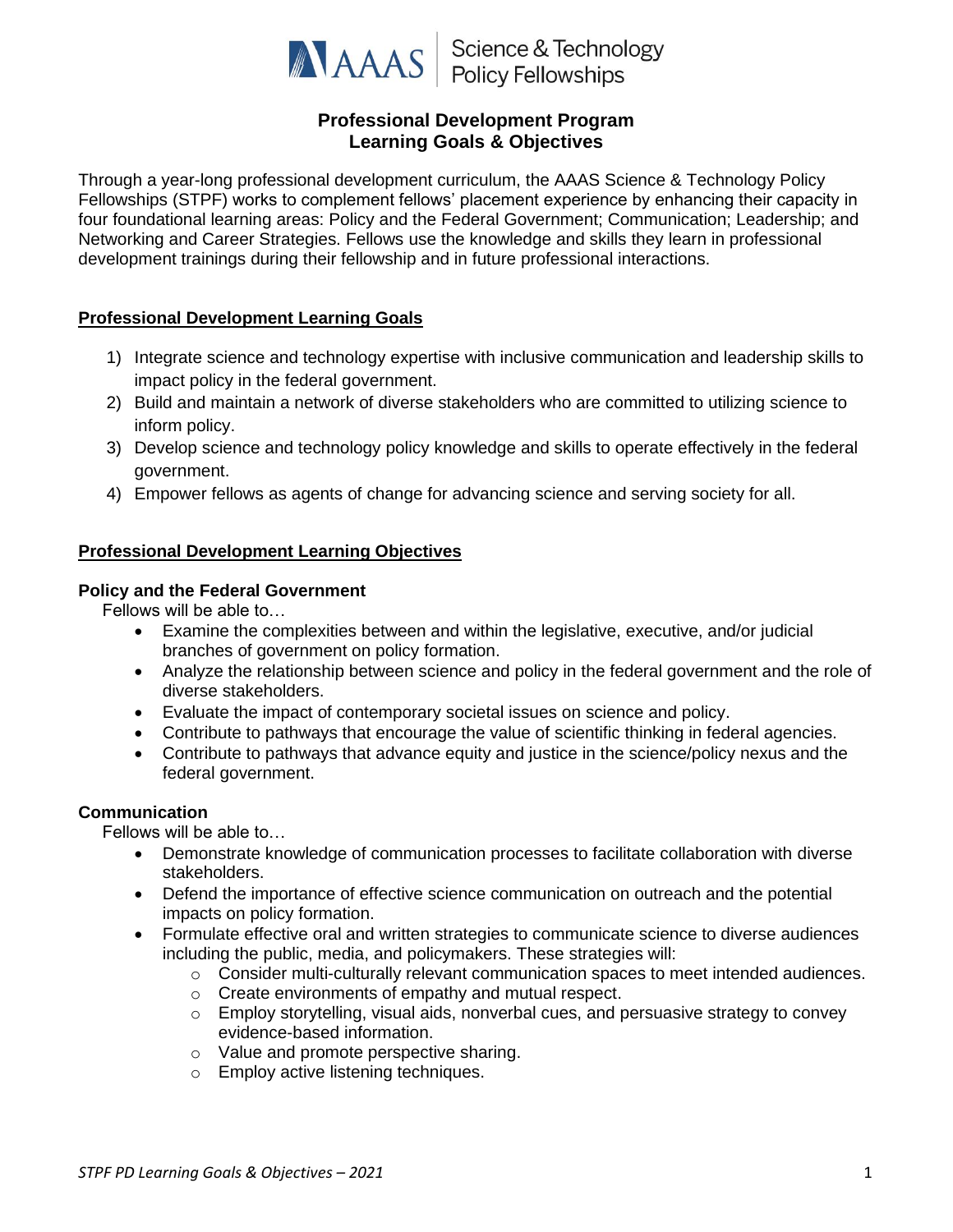AAAS | Science & Technology Policy Fellowships

# Professional Development Program
# Learning Goals & Objectives

Through a year-long professional development curriculum, the AAAS Science & Technology Policy Fellowships (STPF) works to complement fellows' placement experience by enhancing their capacity in four foundational learning areas: Policy and the Federal Government; Communication; Leadership; and Networking and Career Strategies. Fellows use the knowledge and skills they learn in professional development trainings during their fellowship and in future professional interactions.

## Professional Development Learning Goals

1) Integrate science and technology expertise with inclusive communication and leadership skills to impact policy in the federal government.
2) Build and maintain a network of diverse stakeholders who are committed to utilizing science to inform policy.
3) Develop science and technology policy knowledge and skills to operate effectively in the federal government.
4) Empower fellows as agents of change for advancing science and serving society for all.

## Professional Development Learning Objectives

### Policy and the Federal Government

Fellows will be able to…

- Examine the complexities between and within the legislative, executive, and/or judicial branches of government on policy formation.
- Analyze the relationship between science and policy in the federal government and the role of diverse stakeholders.
- Evaluate the impact of contemporary societal issues on science and policy.
- Contribute to pathways that encourage the value of scientific thinking in federal agencies.
- Contribute to pathways that advance equity and justice in the science/policy nexus and the federal government.

### Communication

Fellows will be able to…

- Demonstrate knowledge of communication processes to facilitate collaboration with diverse stakeholders.
- Defend the importance of effective science communication on outreach and the potential impacts on policy formation.
- Formulate effective oral and written strategies to communicate science to diverse audiences including the public, media, and policymakers. These strategies will:
  - Consider multi-culturally relevant communication spaces to meet intended audiences.
  - Create environments of empathy and mutual respect.
  - Employ storytelling, visual aids, nonverbal cues, and persuasive strategy to convey evidence-based information.
  - Value and promote perspective sharing.
  - Employ active listening techniques.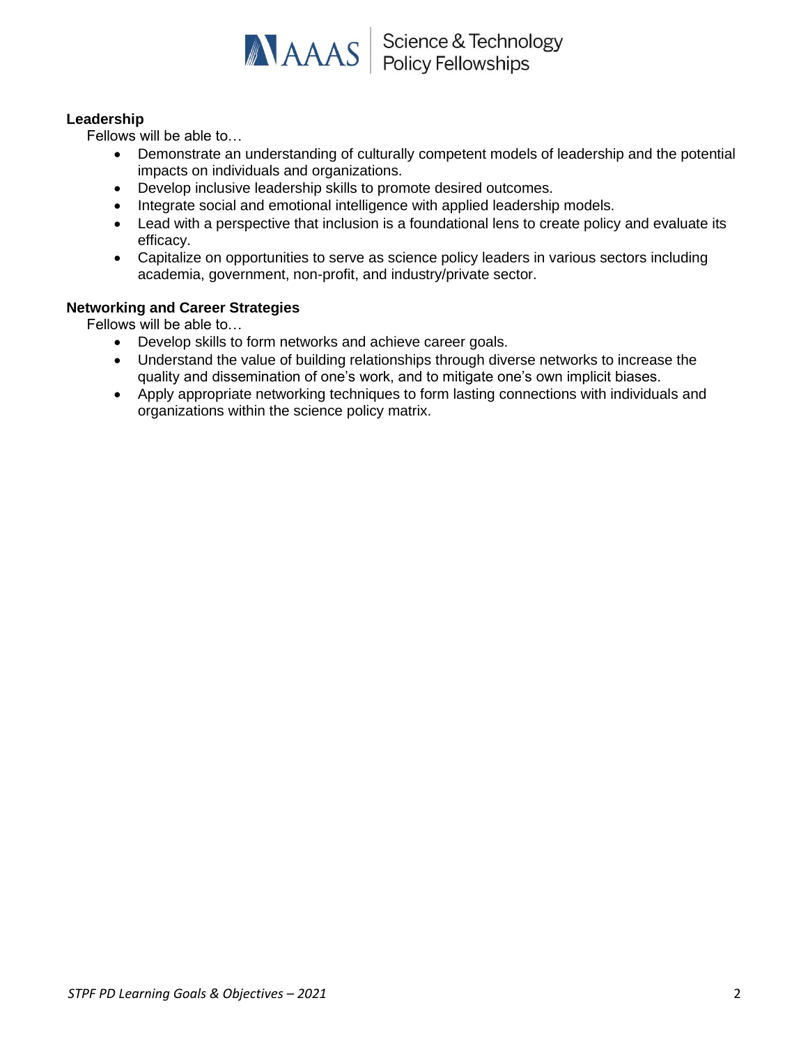**Leadership**

Fellows will be able to…

- Demonstrate an understanding of culturally competent models of leadership and the potential impacts on individuals and organizations.
- Develop inclusive leadership skills to promote desired outcomes.
- Integrate social and emotional intelligence with applied leadership models.
- Lead with a perspective that inclusion is a foundational lens to create policy and evaluate its efficacy.
- Capitalize on opportunities to serve as science policy leaders in various sectors including academia, government, non-profit, and industry/private sector.

**Networking and Career Strategies**

Fellows will be able to…

- Develop skills to form networks and achieve career goals.
- Understand the value of building relationships through diverse networks to increase the quality and dissemination of one's work, and to mitigate one's own implicit biases.
- Apply appropriate networking techniques to form lasting connections with individuals and organizations within the science policy matrix.